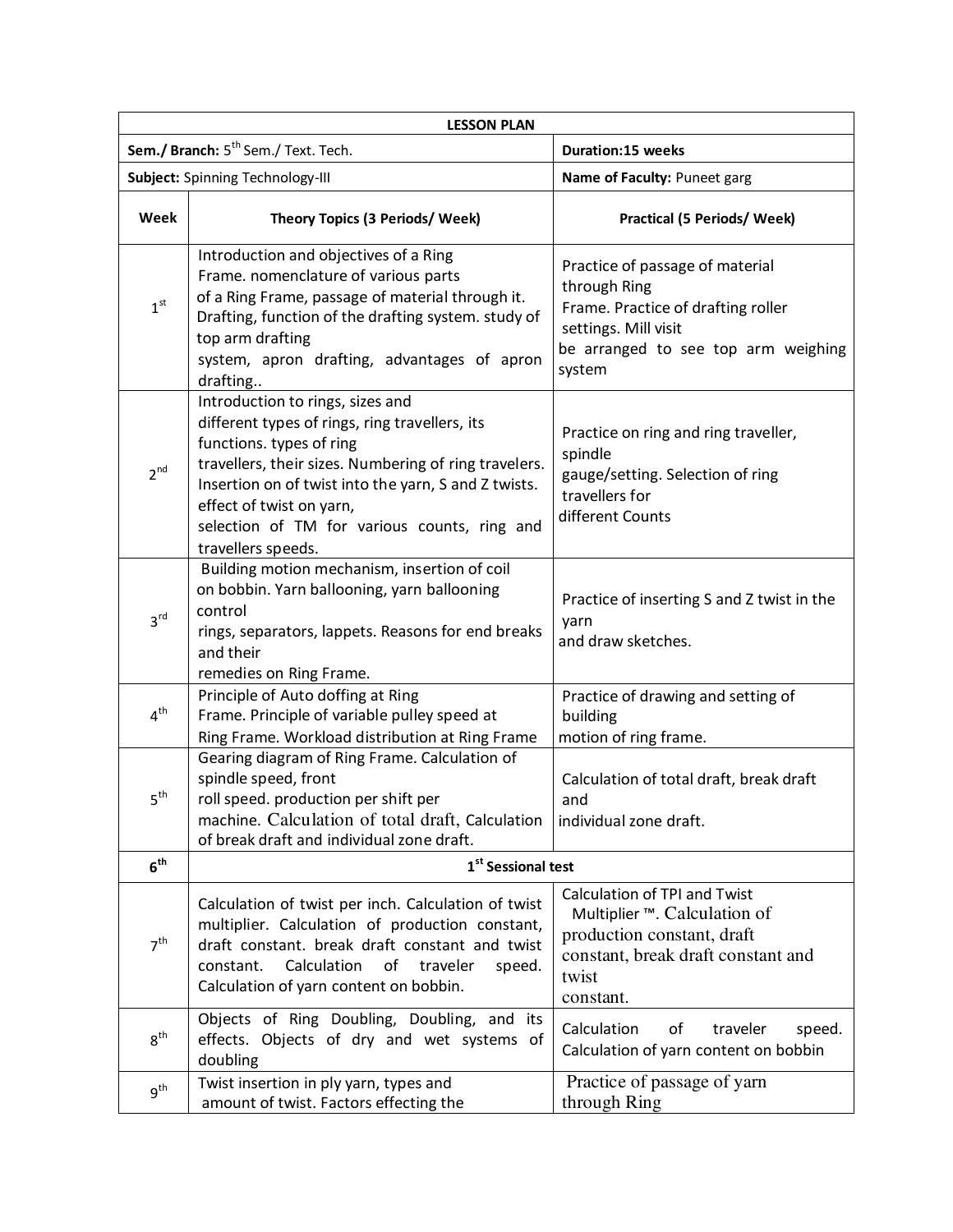**LESSON PLAN**

| **Sem./ Branch:** 5th Sem./ Text. Tech. | | **Duration:15 weeks** |
|---|---|---|
| **Subject:** Spinning Technology-III | | **Name of Faculty:** Puneet garg |
| **Week** | **Theory Topics (3 Periods/ Week)** | **Practical (5 Periods/ Week)** |
| 1st | Introduction and objectives of a Ring Frame. nomenclature of various parts of a Ring Frame, passage of material through it. Drafting, function of the drafting system. study of top arm drafting system, apron drafting, advantages of apron drafting.. | Practice of passage of material through Ring Frame. Practice of drafting roller settings. Mill visit be arranged to see top arm weighing system |
| 2nd | Introduction to rings, sizes and different types of rings, ring travellers, its functions. types of ring travellers, their sizes. Numbering of ring travelers. Insertion on of twist into the yarn, S and Z twists. effect of twist on yarn, selection of TM for various counts, ring and travellers speeds. | Practice on ring and ring traveller, spindle gauge/setting. Selection of ring travellers for different Counts |
| 3rd | Building motion mechanism, insertion of coil on bobbin. Yarn ballooning, yarn ballooning control rings, separators, lappets. Reasons for end breaks and their remedies on Ring Frame. | Practice of inserting S and Z twist in the yarn and draw sketches. |
| 4th | Principle of Auto doffing at Ring Frame. Principle of variable pulley speed at Ring Frame. Workload distribution at Ring Frame | Practice of drawing and setting of building motion of ring frame. |
| 5th | Gearing diagram of Ring Frame. Calculation of spindle speed, front roll speed. production per shift per machine. Calculation of total draft, Calculation of break draft and individual zone draft. | Calculation of total draft, break draft and individual zone draft. |
| **6th** | **1st Sessional test** | |
| 7th | Calculation of twist per inch. Calculation of twist multiplier. Calculation of production constant, draft constant. break draft constant and twist constant. Calculation of traveler speed. Calculation of yarn content on bobbin. | Calculation of TPI and Twist Multiplier ™. Calculation of production constant, draft constant, break draft constant and twist constant. |
| 8th | Objects of Ring Doubling, Doubling, and its effects. Objects of dry and wet systems of doubling | Calculation of traveler speed. Calculation of yarn content on bobbin |
| 9th | Twist insertion in ply yarn, types and amount of twist. Factors effecting the | Practice of passage of yarn through Ring |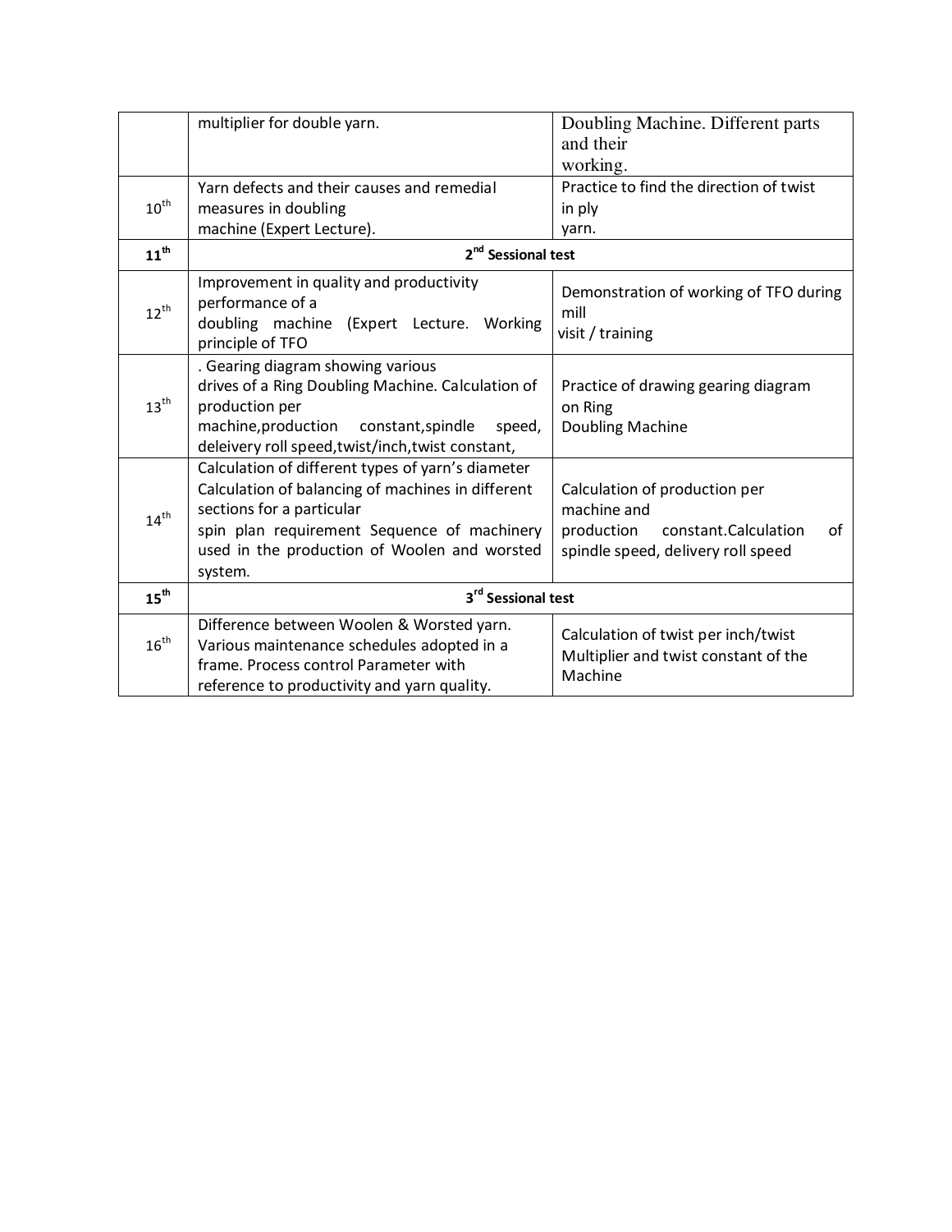| | | |
|---|---|---|
| | multiplier for double yarn. | Doubling Machine. Different parts and their working. |
| 10th | Yarn defects and their causes and remedial measures in doubling machine (Expert Lecture). | Practice to find the direction of twist in ply yarn. |
| **11th** | **2nd Sessional test** | |
| 12th | Improvement in quality and productivity performance of a doubling machine (Expert Lecture. Working principle of TFO | Demonstration of working of TFO during mill visit / training |
| 13th | . Gearing diagram showing various drives of a Ring Doubling Machine. Calculation of production per machine,production constant,spindle speed, deleivery roll speed,twist/inch,twist constant, | Practice of drawing gearing diagram on Ring Doubling Machine |
| 14th | Calculation of different types of yarn's diameter Calculation of balancing of machines in different sections for a particular spin plan requirement Sequence of machinery used in the production of Woolen and worsted system. | Calculation of production per machine and production constant.Calculation of spindle speed, delivery roll speed |
| **15th** | **3rd Sessional test** | |
| 16th | Difference between Woolen & Worsted yarn. Various maintenance schedules adopted in a frame. Process control Parameter with reference to productivity and yarn quality. | Calculation of twist per inch/twist Multiplier and twist constant of the Machine |